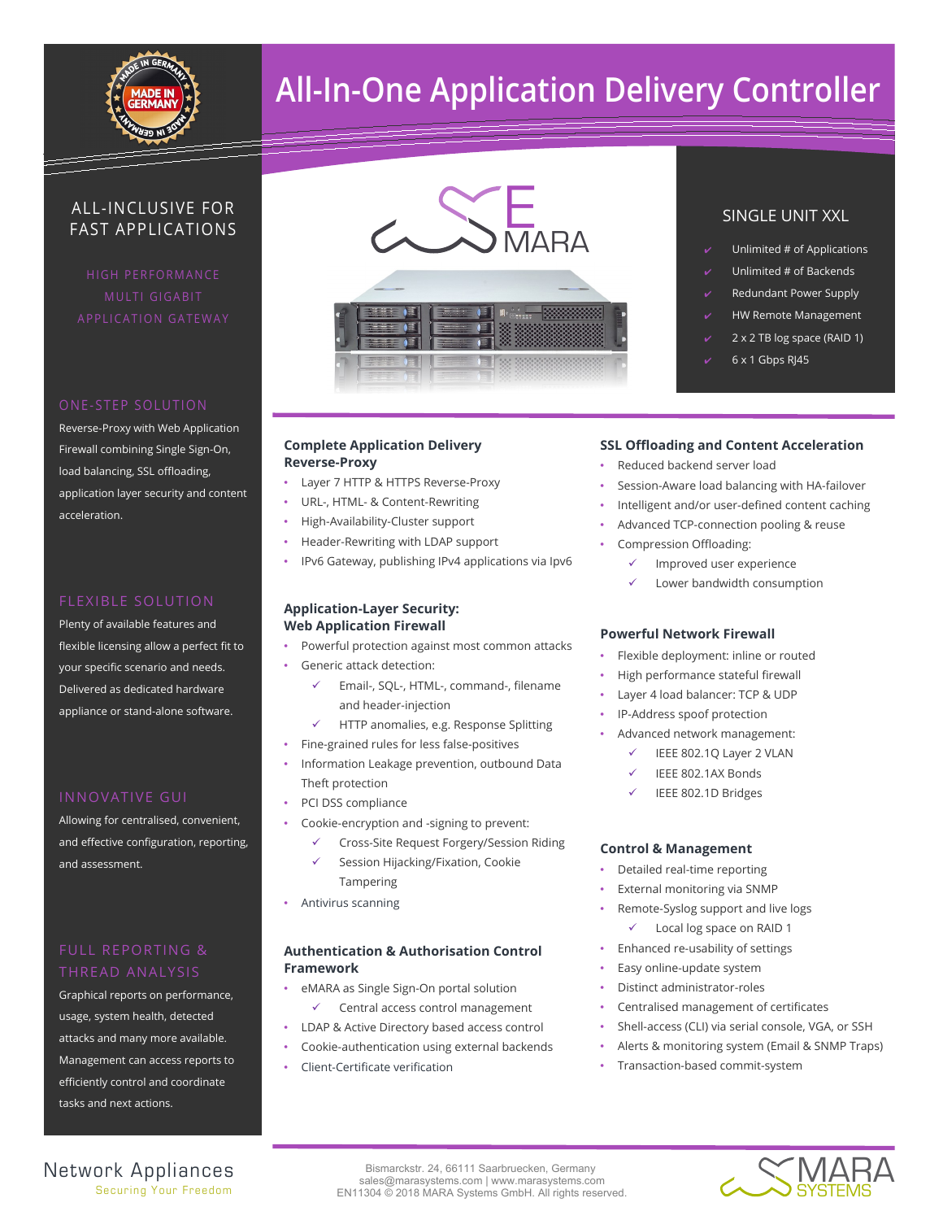# All-In-One Application Delivery Controller

## ALL-INCLUSIVE FOR FAST APPLICATIONS

HIGH PERFORMANCE
MULTI GIGABIT
APPLICATION GATEWAY

### ONE-STEP SOLUTION

Reverse-Proxy with Web Application Firewall combining Single Sign-On, load balancing, SSL offloading, application layer security and content acceleration.

### FLEXIBLE SOLUTION

Plenty of available features and flexible licensing allow a perfect fit to your specific scenario and needs. Delivered as dedicated hardware appliance or stand-alone software.

### INNOVATIVE GUI

Allowing for centralised, convenient, and effective configuration, reporting, and assessment.

### FULL REPORTING & THREAD ANALYSIS

Graphical reports on performance, usage, system health, detected attacks and many more available. Management can access reports to efficiently control and coordinate tasks and next actions.

## SINGLE UNIT XXL

- ✓ Unlimited # of Applications
- ✓ Unlimited # of Backends
- ✓ Redundant Power Supply
- ✓ HW Remote Management
- ✓ 2 x 2 TB log space (RAID 1)
- ✓ 6 x 1 Gbps RJ45

### Complete Application Delivery Reverse-Proxy

- Layer 7 HTTP & HTTPS Reverse-Proxy
- URL-, HTML- & Content-Rewriting
- High-Availability-Cluster support
- Header-Rewriting with LDAP support
- IPv6 Gateway, publishing IPv4 applications via Ipv6

### Application-Layer Security: Web Application Firewall

- Powerful protection against most common attacks
- Generic attack detection:
  - ✓ Email-, SQL-, HTML-, command-, filename and header-injection
  - ✓ HTTP anomalies, e.g. Response Splitting
- Fine-grained rules for less false-positives
- Information Leakage prevention, outbound Data Theft protection
- PCI DSS compliance
- Cookie-encryption and -signing to prevent:
  - ✓ Cross-Site Request Forgery/Session Riding
  - ✓ Session Hijacking/Fixation, Cookie Tampering
- Antivirus scanning

### Authentication & Authorisation Control Framework

- eMARA as Single Sign-On portal solution
  - ✓ Central access control management
- LDAP & Active Directory based access control
- Cookie-authentication using external backends
- Client-Certificate verification

### SSL Offloading and Content Acceleration

- Reduced backend server load
- Session-Aware load balancing with HA-failover
- Intelligent and/or user-defined content caching
- Advanced TCP-connection pooling & reuse
- Compression Offloading:
  - ✓ Improved user experience
  - ✓ Lower bandwidth consumption

### Powerful Network Firewall

- Flexible deployment: inline or routed
- High performance stateful firewall
- Layer 4 load balancer: TCP & UDP
- IP-Address spoof protection
- Advanced network management:
  - ✓ IEEE 802.1Q Layer 2 VLAN
  - ✓ IEEE 802.1AX Bonds
  - ✓ IEEE 802.1D Bridges

### Control & Management

- Detailed real-time reporting
- External monitoring via SNMP
- Remote-Syslog support and live logs
  - ✓ Local log space on RAID 1
- Enhanced re-usability of settings
- Easy online-update system
- Distinct administrator-roles
- Centralised management of certificates
- Shell-access (CLI) via serial console, VGA, or SSH
- Alerts & monitoring system (Email & SNMP Traps)
- Transaction-based commit-system

Network Appliances
Securing Your Freedom

Bismarckstr. 24, 66111 Saarbruecken, Germany
sales@marasystems.com | www.marasystems.com
EN11304 © 2018 MARA Systems GmbH. All rights reserved.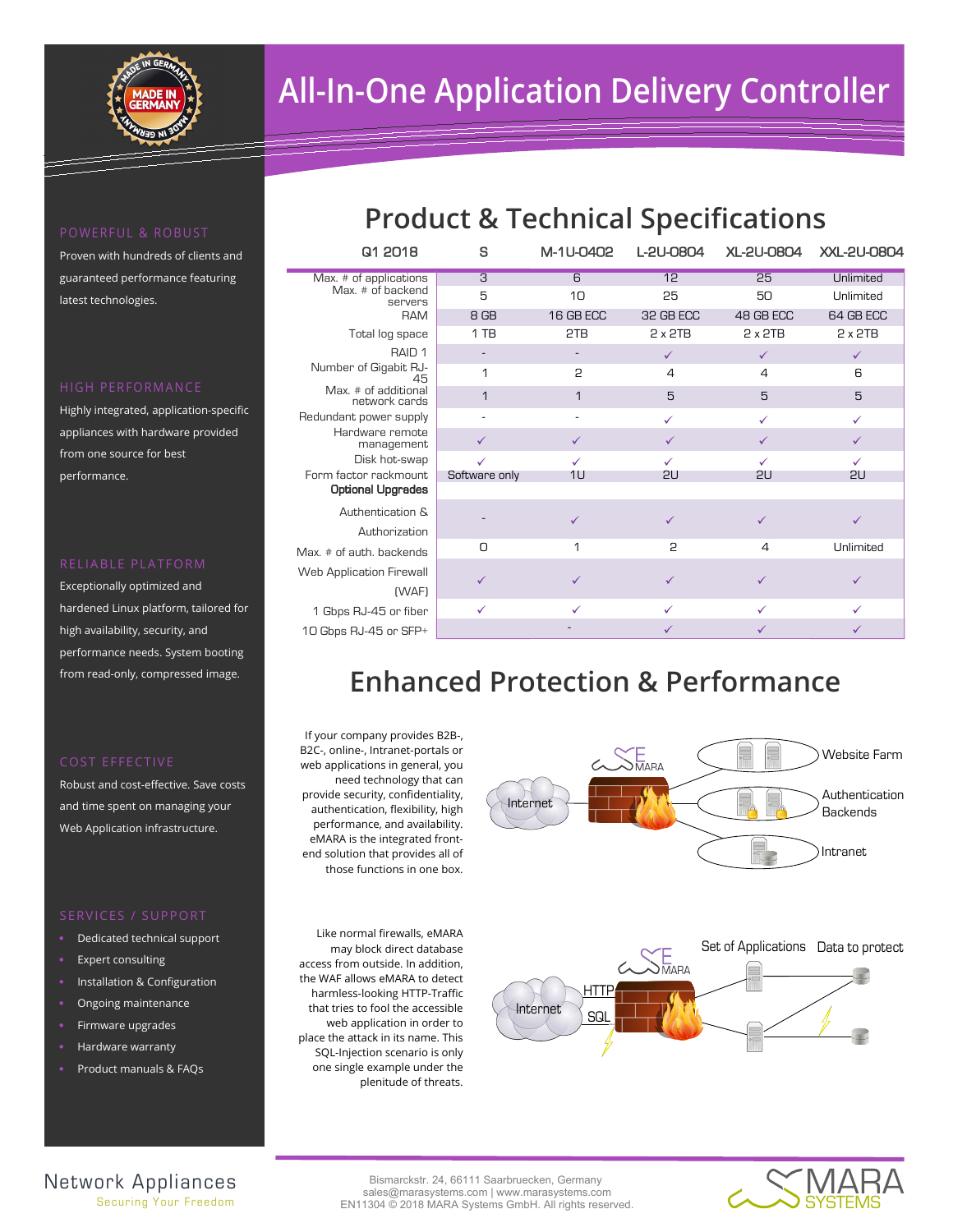# All-In-One Application Delivery Controller

### POWERFUL & ROBUST

Proven with hundreds of clients and guaranteed performance featuring latest technologies.

### HIGH PERFORMANCE

Highly integrated, application-specific appliances with hardware provided from one source for best performance.

### RELIABLE PLATFORM

Exceptionally optimized and hardened Linux platform, tailored for high availability, security, and performance needs. System booting from read-only, compressed image.

### COST EFFECTIVE

Robust and cost-effective. Save costs and time spent on managing your Web Application infrastructure.

### SERVICES / SUPPORT

- Dedicated technical support
- Expert consulting
- Installation & Configuration
- Ongoing maintenance
- Firmware upgrades
- Hardware warranty
- Product manuals & FAQs

## Product & Technical Specifications

| Q1 2018 | S | M-1U-0402 | L-2U-0804 | XL-2U-0804 | XXL-2U-0804 |
|---|---|---|---|---|---|
| Max. # of applications | 3 | 6 | 12 | 25 | Unlimited |
| Max. # of backend servers | 5 | 10 | 25 | 50 | Unlimited |
| RAM | 8 GB | 16 GB ECC | 32 GB ECC | 48 GB ECC | 64 GB ECC |
| Total log space | 1 TB | 2TB | 2 x 2TB | 2 x 2TB | 2 x 2TB |
| RAID 1 | - | - | ✓ | ✓ | ✓ |
| Number of Gigabit RJ-45 | 1 | 2 | 4 | 4 | 6 |
| Max. # of additional network cards | 1 | 1 | 5 | 5 | 5 |
| Redundant power supply | - | - | ✓ | ✓ | ✓ |
| Hardware remote management | ✓ | ✓ | ✓ | ✓ | ✓ |
| Disk hot-swap | ✓ | ✓ | ✓ | ✓ | ✓ |
| Form factor rackmount | Software only | 1U | 2U | 2U | 2U |
| **Optional Upgrades** | | | | | |
| Authentication & Authorization | - | ✓ | ✓ | ✓ | ✓ |
| Max. # of auth. backends | 0 | 1 | 2 | 4 | Unlimited |
| Web Application Firewall (WAF) | ✓ | ✓ | ✓ | ✓ | ✓ |
| 1 Gbps RJ-45 or fiber | ✓ | ✓ | ✓ | ✓ | ✓ |
| 10 Gbps RJ-45 or SFP+ | | - | ✓ | ✓ | ✓ |

## Enhanced Protection & Performance

If your company provides B2B-, B2C-, online-, Intranet-portals or web applications in general, you need technology that can provide security, confidentiality, authentication, flexibility, high performance, and availability. eMARA is the integrated front-end solution that provides all of those functions in one box.

Internet
eMARA
Website Farm
Authentication Backends
Intranet

Like normal firewalls, eMARA may block direct database access from outside. In addition, the WAF allows eMARA to detect harmless-looking HTTP-Traffic that tries to fool the accessible web application in order to place the attack in its name. This SQL-Injection scenario is only one single example under the plenitude of threats.

Internet
HTTP
SQL
eMARA
Set of Applications
Data to protect

Network Appliances
Securing Your Freedom

Bismarckstr. 24, 66111 Saarbruecken, Germany
sales@marasystems.com | www.marasystems.com
EN11304 © 2018 MARA Systems GmbH. All rights reserved.

MARA SYSTEMS